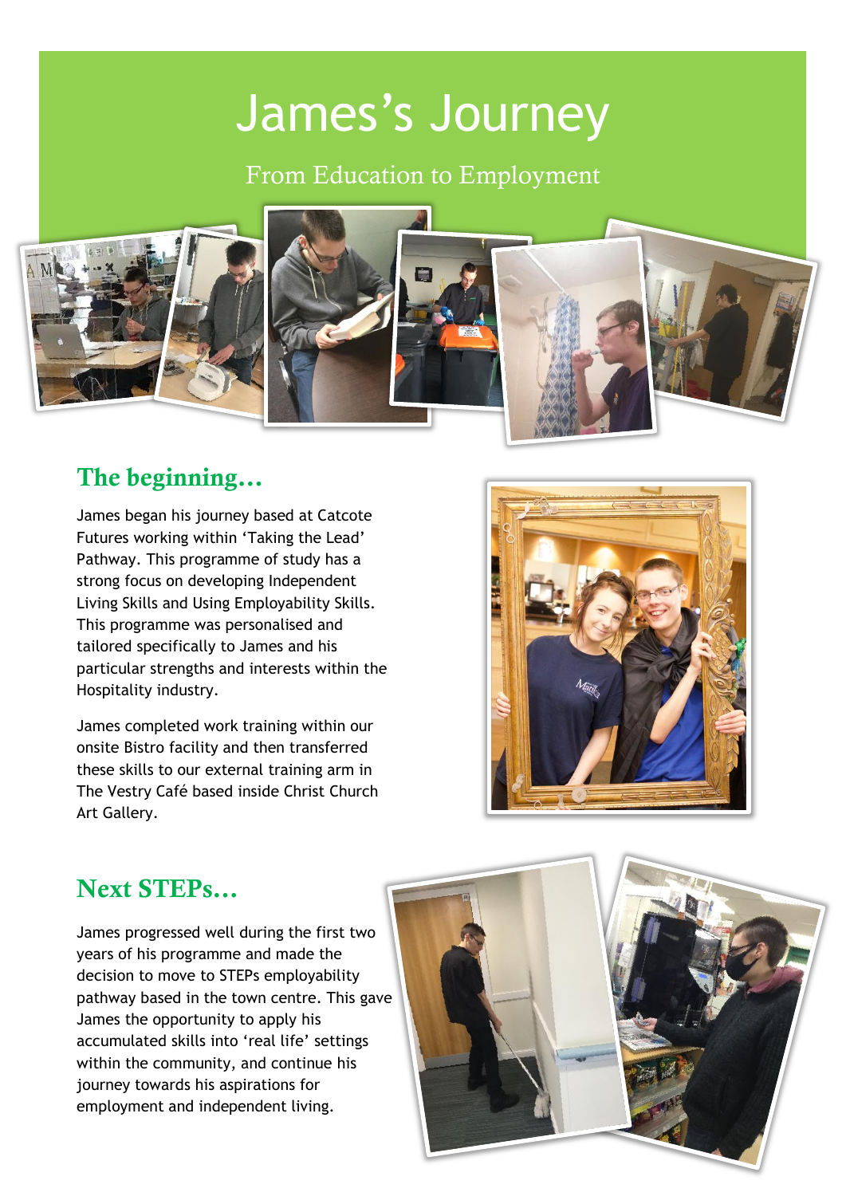# James's Journey

From Education to Employment

## The beginning…

James began his journey based at Catcote Futures working within 'Taking the Lead' Pathway. This programme of study has a strong focus on developing Independent Living Skills and Using Employability Skills. This programme was personalised and tailored specifically to James and his particular strengths and interests within the Hospitality industry.

James completed work training within our onsite Bistro facility and then transferred these skills to our external training arm in The Vestry Café based inside Christ Church Art Gallery.

## Next STEPs…

James progressed well during the first two years of his programme and made the decision to move to STEPs employability pathway based in the town centre. This gave James the opportunity to apply his accumulated skills into 'real life' settings within the community, and continue his journey towards his aspirations for employment and independent living.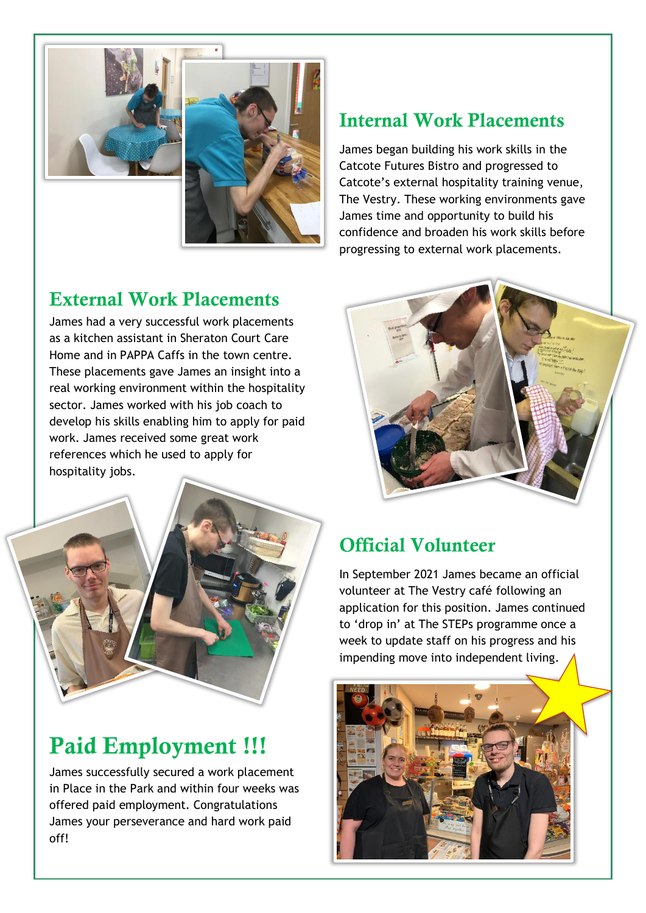## Internal Work Placements

James began building his work skills in the Catcote Futures Bistro and progressed to Catcote's external hospitality training venue, The Vestry. These working environments gave James time and opportunity to build his confidence and broaden his work skills before progressing to external work placements.

## External Work Placements

James had a very successful work placements as a kitchen assistant in Sheraton Court Care Home and in PAPPA Caffs in the town centre. These placements gave James an insight into a real working environment within the hospitality sector. James worked with his job coach to develop his skills enabling him to apply for paid work. James received some great work references which he used to apply for hospitality jobs.

## Official Volunteer

In September 2021 James became an official volunteer at The Vestry café following an application for this position. James continued to 'drop in' at The STEPs programme once a week to update staff on his progress and his impending move into independent living.

# Paid Employment !!!

James successfully secured a work placement in Place in the Park and within four weeks was offered paid employment. Congratulations James your perseverance and hard work paid off!